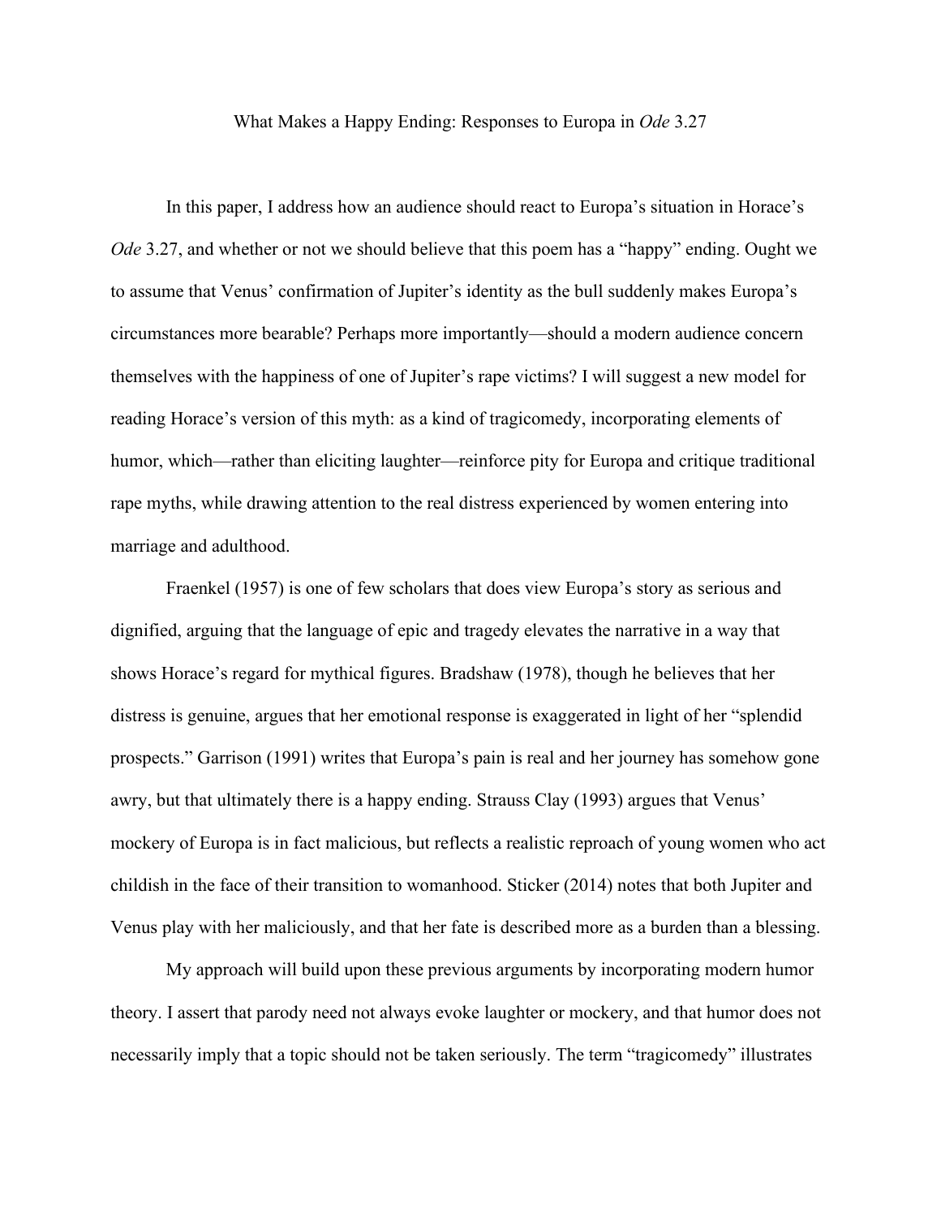# What Makes a Happy Ending: Responses to Europa in *Ode* 3.27

In this paper, I address how an audience should react to Europa's situation in Horace's *Ode* 3.27, and whether or not we should believe that this poem has a "happy" ending. Ought we to assume that Venus' confirmation of Jupiter's identity as the bull suddenly makes Europa's circumstances more bearable? Perhaps more importantly—should a modern audience concern themselves with the happiness of one of Jupiter's rape victims? I will suggest a new model for reading Horace's version of this myth: as a kind of tragicomedy, incorporating elements of humor, which—rather than eliciting laughter—reinforce pity for Europa and critique traditional rape myths, while drawing attention to the real distress experienced by women entering into marriage and adulthood.

Fraenkel (1957) is one of few scholars that does view Europa's story as serious and dignified, arguing that the language of epic and tragedy elevates the narrative in a way that shows Horace's regard for mythical figures. Bradshaw (1978), though he believes that her distress is genuine, argues that her emotional response is exaggerated in light of her "splendid prospects." Garrison (1991) writes that Europa's pain is real and her journey has somehow gone awry, but that ultimately there is a happy ending. Strauss Clay (1993) argues that Venus' mockery of Europa is in fact malicious, but reflects a realistic reproach of young women who act childish in the face of their transition to womanhood. Sticker (2014) notes that both Jupiter and Venus play with her maliciously, and that her fate is described more as a burden than a blessing.

My approach will build upon these previous arguments by incorporating modern humor theory. I assert that parody need not always evoke laughter or mockery, and that humor does not necessarily imply that a topic should not be taken seriously. The term "tragicomedy" illustrates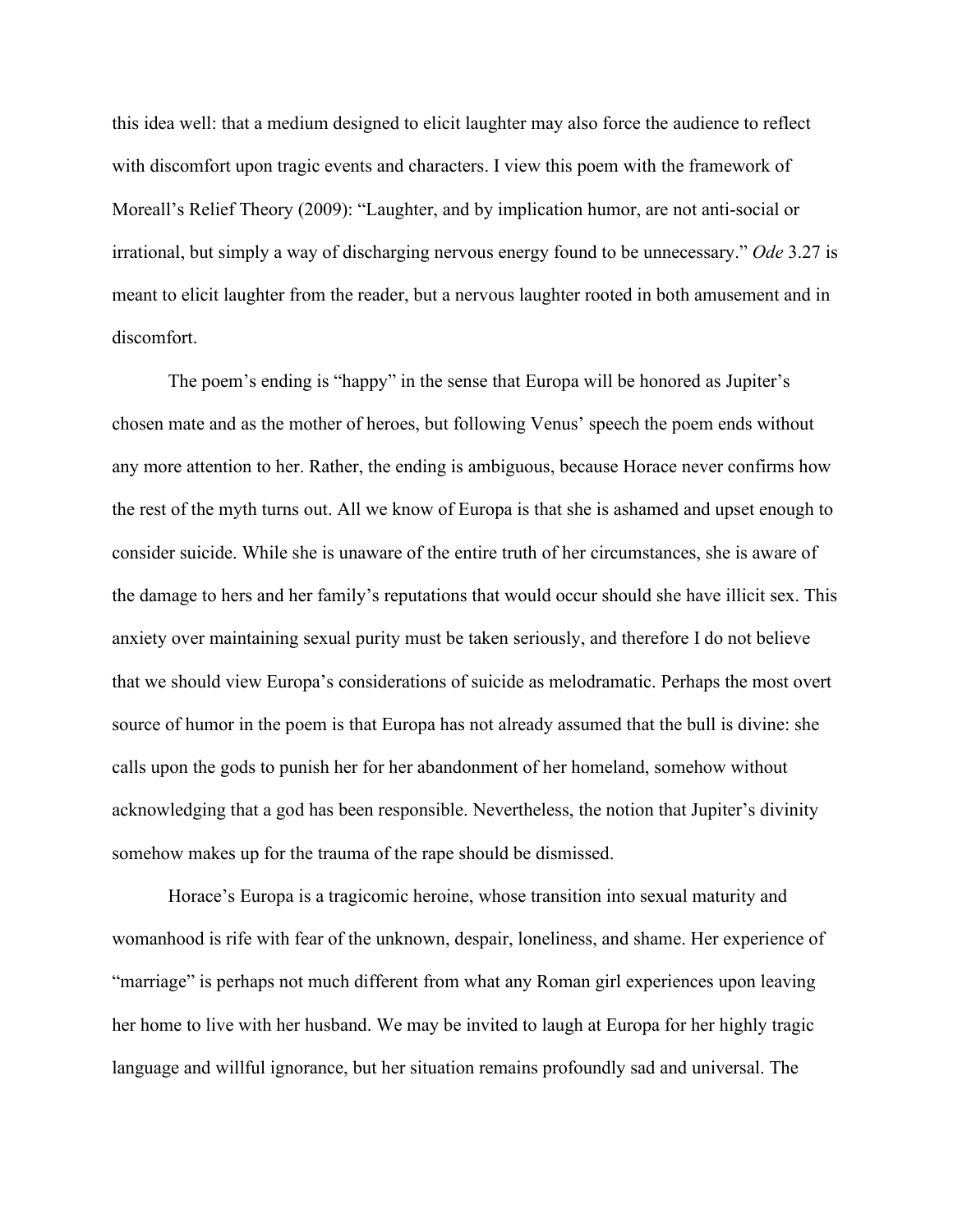this idea well: that a medium designed to elicit laughter may also force the audience to reflect with discomfort upon tragic events and characters. I view this poem with the framework of Moreall's Relief Theory (2009): "Laughter, and by implication humor, are not anti-social or irrational, but simply a way of discharging nervous energy found to be unnecessary." *Ode* 3.27 is meant to elicit laughter from the reader, but a nervous laughter rooted in both amusement and in discomfort.

The poem's ending is "happy" in the sense that Europa will be honored as Jupiter's chosen mate and as the mother of heroes, but following Venus' speech the poem ends without any more attention to her. Rather, the ending is ambiguous, because Horace never confirms how the rest of the myth turns out. All we know of Europa is that she is ashamed and upset enough to consider suicide. While she is unaware of the entire truth of her circumstances, she is aware of the damage to hers and her family's reputations that would occur should she have illicit sex. This anxiety over maintaining sexual purity must be taken seriously, and therefore I do not believe that we should view Europa's considerations of suicide as melodramatic. Perhaps the most overt source of humor in the poem is that Europa has not already assumed that the bull is divine: she calls upon the gods to punish her for her abandonment of her homeland, somehow without acknowledging that a god has been responsible. Nevertheless, the notion that Jupiter's divinity somehow makes up for the trauma of the rape should be dismissed.

Horace's Europa is a tragicomic heroine, whose transition into sexual maturity and womanhood is rife with fear of the unknown, despair, loneliness, and shame. Her experience of "marriage" is perhaps not much different from what any Roman girl experiences upon leaving her home to live with her husband. We may be invited to laugh at Europa for her highly tragic language and willful ignorance, but her situation remains profoundly sad and universal. The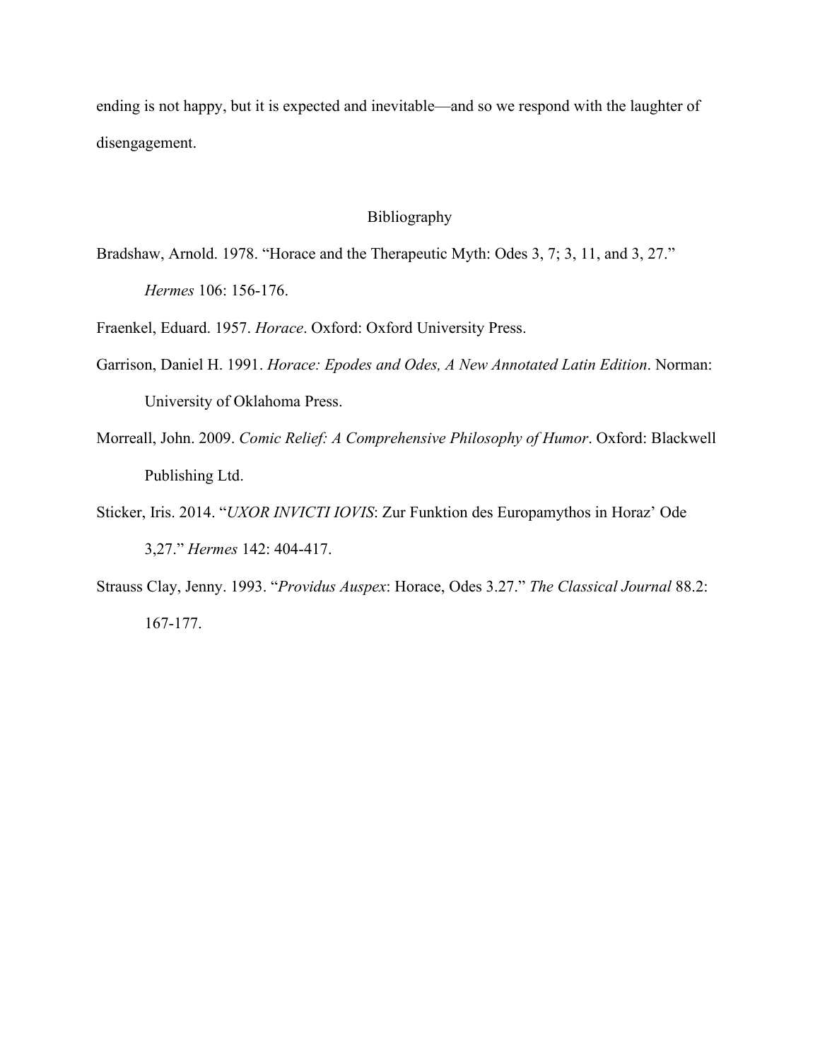ending is not happy, but it is expected and inevitable—and so we respond with the laughter of disengagement.

## Bibliography

Bradshaw, Arnold. 1978. "Horace and the Therapeutic Myth: Odes 3, 7; 3, 11, and 3, 27." *Hermes* 106: 156-176.

Fraenkel, Eduard. 1957. *Horace*. Oxford: Oxford University Press.

Garrison, Daniel H. 1991. *Horace: Epodes and Odes, A New Annotated Latin Edition*. Norman: University of Oklahoma Press.

Morreall, John. 2009. *Comic Relief: A Comprehensive Philosophy of Humor*. Oxford: Blackwell Publishing Ltd.

Sticker, Iris. 2014. "*UXOR INVICTI IOVIS*: Zur Funktion des Europamythos in Horaz' Ode 3,27." *Hermes* 142: 404-417.

Strauss Clay, Jenny. 1993. "*Providus Auspex*: Horace, Odes 3.27." *The Classical Journal* 88.2: 167-177.